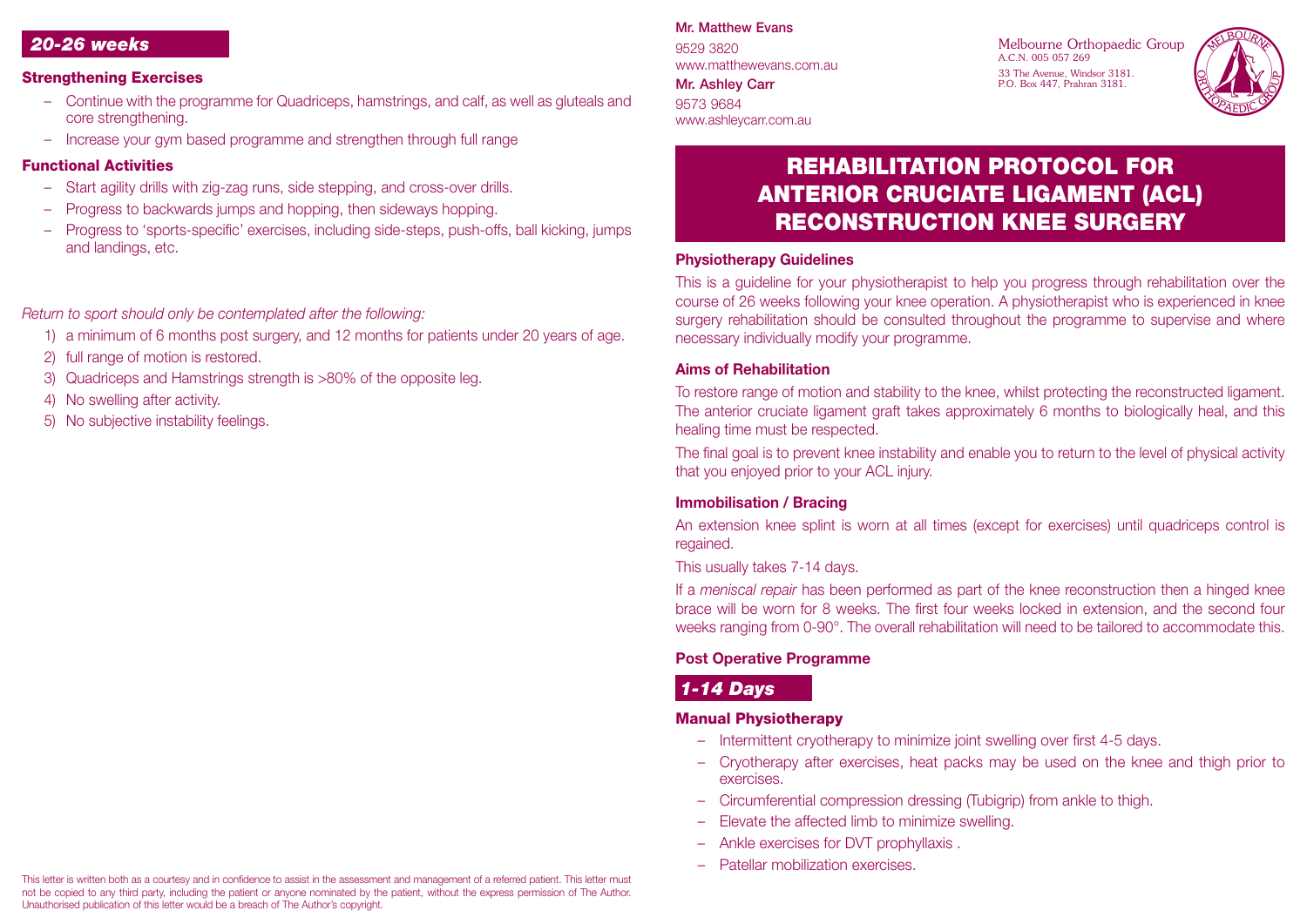## 20-26 weeks

### Strengthening Exercises

- Continue with the programme for Quadriceps, hamstrings, and calf, as well as gluteals and core strengthening.
- Increase your gym based programme and strengthen through full range

### Functional Activities

- Start agility drills with zig-zag runs, side stepping, and cross-over drills.
- Progress to backwards jumps and hopping, then sideways hopping.
- Progress to 'sports-specific' exercises, including side-steps, push-offs, ball kicking, jumps and landings, etc.

*Return to sport should only be contemplated after the following:*

1) a minimum of 6 months post surgery, and 12 months for patients under 20 years of age.
2) full range of motion is restored.
3) Quadriceps and Hamstrings strength is >80% of the opposite leg.
4) No swelling after activity.
5) No subjective instability feelings.

This letter is written both as a courtesy and in confidence to assist in the assessment and management of a referred patient. This letter must not be copied to any third party, including the patient or anyone nominated by the patient, without the express permission of The Author. Unauthorised publication of this letter would be a breach of The Author's copyright.

**Mr. Matthew Evans**
9529 3820
www.matthewevans.com.au

**Mr. Ashley Carr**
9573 9684
www.ashleycarr.com.au

Melbourne Orthopaedic Group
A.C.N. 005 057 269
33 The Avenue, Windsor 3181.
P.O. Box 447, Prahran 3181.

# REHABILITATION PROTOCOL FOR ANTERIOR CRUCIATE LIGAMENT (ACL) RECONSTRUCTION KNEE SURGERY

### Physiotherapy Guidelines

This is a guideline for your physiotherapist to help you progress through rehabilitation over the course of 26 weeks following your knee operation. A physiotherapist who is experienced in knee surgery rehabilitation should be consulted throughout the programme to supervise and where necessary individually modify your programme.

### Aims of Rehabilitation

To restore range of motion and stability to the knee, whilst protecting the reconstructed ligament. The anterior cruciate ligament graft takes approximately 6 months to biologically heal, and this healing time must be respected.

The final goal is to prevent knee instability and enable you to return to the level of physical activity that you enjoyed prior to your ACL injury.

### Immobilisation / Bracing

An extension knee splint is worn at all times (except for exercises) until quadriceps control is regained.

This usually takes 7-14 days.

If a *meniscal repair* has been performed as part of the knee reconstruction then a hinged knee brace will be worn for 8 weeks. The first four weeks locked in extension, and the second four weeks ranging from 0-90°. The overall rehabilitation will need to be tailored to accommodate this.

### Post Operative Programme

## 1-14 Days

### Manual Physiotherapy

- Intermittent cryotherapy to minimize joint swelling over first 4-5 days.
- Cryotherapy after exercises, heat packs may be used on the knee and thigh prior to exercises.
- Circumferential compression dressing (Tubigrip) from ankle to thigh.
- Elevate the affected limb to minimize swelling.
- Ankle exercises for DVT prophyllaxis .
- Patellar mobilization exercises.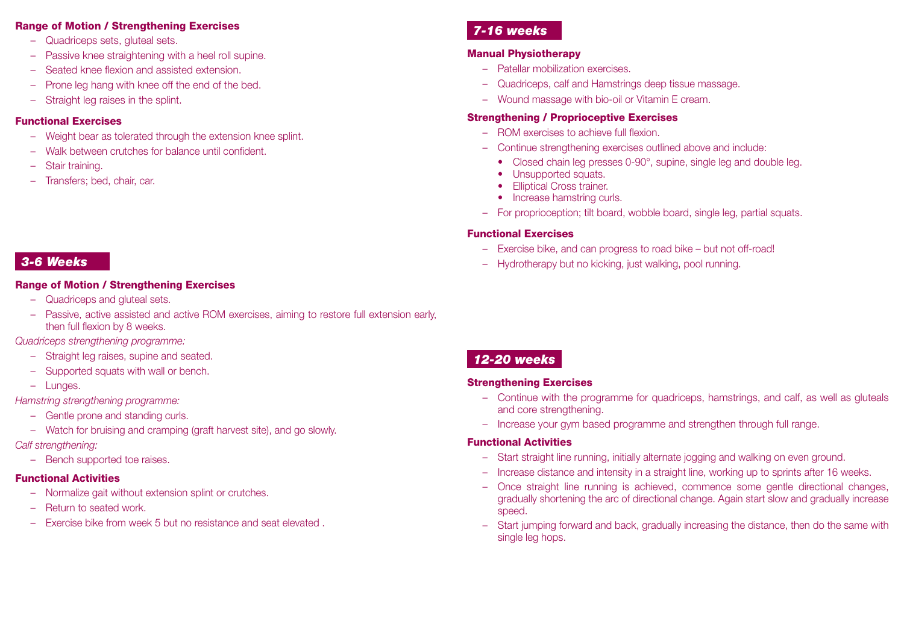### Range of Motion / Strengthening Exercises

- Quadriceps sets, gluteal sets.
- Passive knee straightening with a heel roll supine.
- Seated knee flexion and assisted extension.
- Prone leg hang with knee off the end of the bed.
- Straight leg raises in the splint.

### Functional Exercises

- Weight bear as tolerated through the extension knee splint.
- Walk between crutches for balance until confident.
- Stair training.
- Transfers; bed, chair, car.

## *3-6 Weeks*

### Range of Motion / Strengthening Exercises

- Quadriceps and gluteal sets.
- Passive, active assisted and active ROM exercises, aiming to restore full extension early, then full flexion by 8 weeks.

*Quadriceps strengthening programme:*

- Straight leg raises, supine and seated.
- Supported squats with wall or bench.
- Lunges.

*Hamstring strengthening programme:*

- Gentle prone and standing curls.
- Watch for bruising and cramping (graft harvest site), and go slowly.

*Calf strengthening:*

- Bench supported toe raises.

### Functional Activities

- Normalize gait without extension splint or crutches.
- Return to seated work.
- Exercise bike from week 5 but no resistance and seat elevated .

## *7-16 weeks*

### Manual Physiotherapy

- Patellar mobilization exercises.
- Quadriceps, calf and Hamstrings deep tissue massage.
- Wound massage with bio-oil or Vitamin E cream.

### Strengthening / Proprioceptive Exercises

- ROM exercises to achieve full flexion.
- Continue strengthening exercises outlined above and include:
  - Closed chain leg presses 0-90°, supine, single leg and double leg.
  - Unsupported squats.
  - Elliptical Cross trainer.
  - Increase hamstring curls.
- For proprioception; tilt board, wobble board, single leg, partial squats.

### Functional Exercises

- Exercise bike, and can progress to road bike – but not off-road!
- Hydrotherapy but no kicking, just walking, pool running.

## *12-20 weeks*

### Strengthening Exercises

- Continue with the programme for quadriceps, hamstrings, and calf, as well as gluteals and core strengthening.
- Increase your gym based programme and strengthen through full range.

### Functional Activities

- Start straight line running, initially alternate jogging and walking on even ground.
- Increase distance and intensity in a straight line, working up to sprints after 16 weeks.
- Once straight line running is achieved, commence some gentle directional changes, gradually shortening the arc of directional change. Again start slow and gradually increase speed.
- Start jumping forward and back, gradually increasing the distance, then do the same with single leg hops.